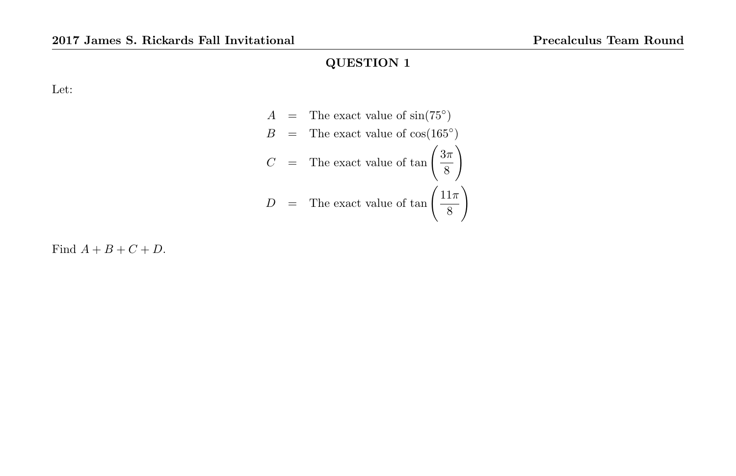## QUESTION 1

Let:

$$
\begin{aligned}
A &= \text{The exact value of } \sin(75^\circ) \\
B &= \text{The exact value of } \cos(165^\circ) \\
C &= \text{The exact value of } \tan\left(\frac{3\pi}{8}\right) \\
D &= \text{The exact value of } \tan\left(\frac{11\pi}{8}\right)
\end{aligned}
$$

Find $A + B + C + D$.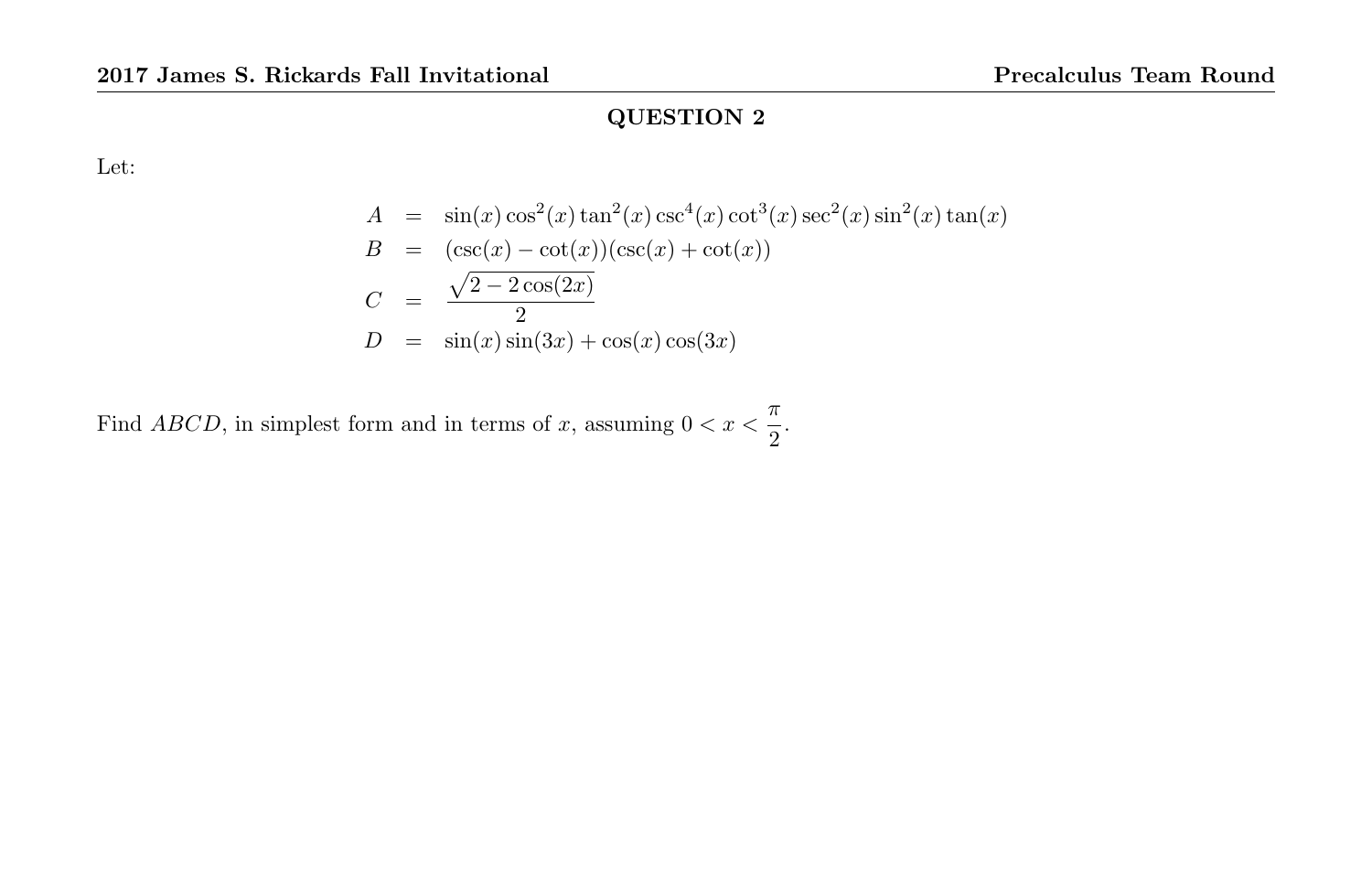## QUESTION 2

Let:

$$
\begin{aligned}
A &= \sin(x)\cos^2(x)\tan^2(x)\csc^4(x)\cot^3(x)\sec^2(x)\sin^2(x)\tan(x) \\
B &= (\csc(x)-\cot(x))(\csc(x)+\cot(x)) \\
C &= \frac{\sqrt{2-2\cos(2x)}}{2} \\
D &= \sin(x)\sin(3x)+\cos(x)\cos(3x)
\end{aligned}
$$

Find $ABCD$, in simplest form and in terms of $x$, assuming $0 < x < \frac{\pi}{2}$.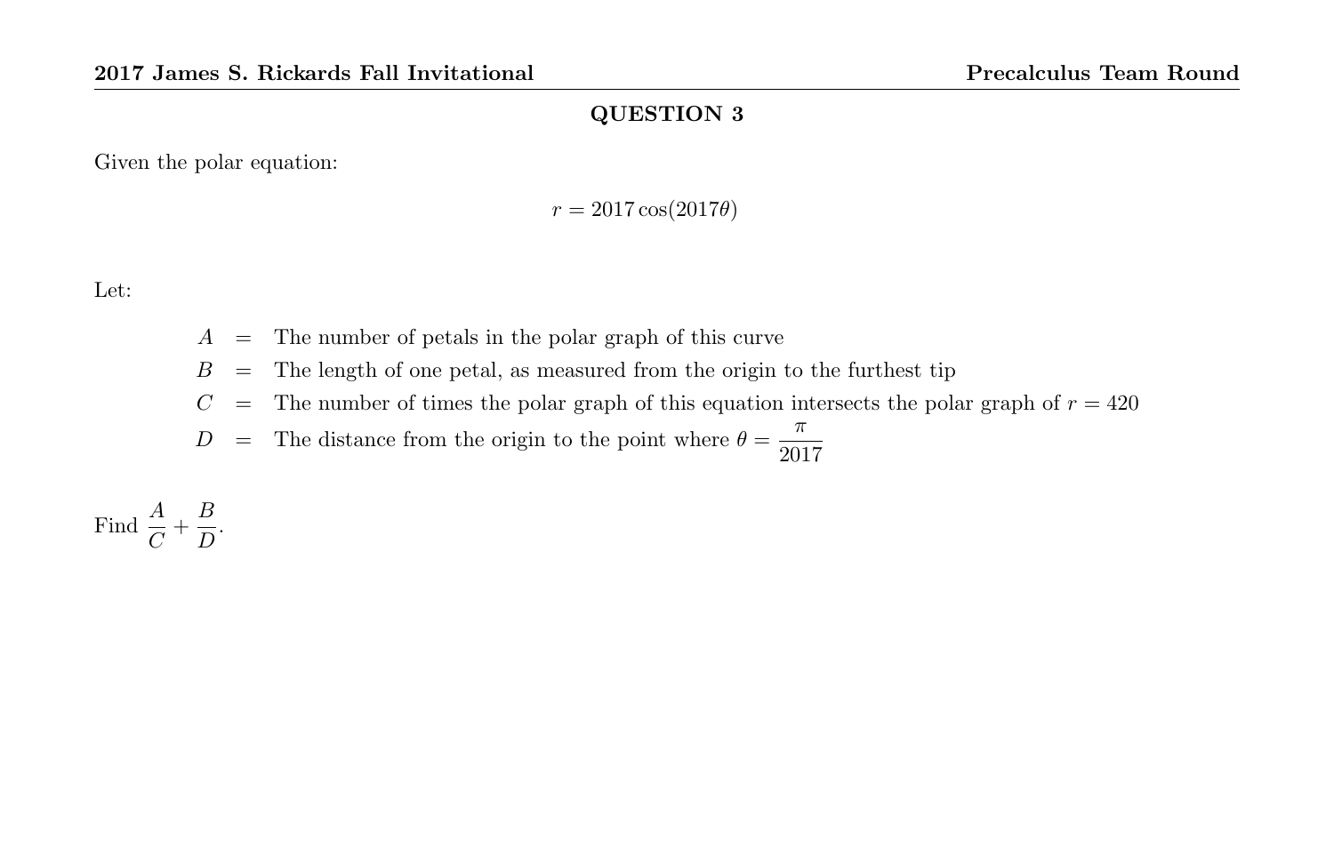## QUESTION 3

Given the polar equation:

$$r = 2017\cos(2017\theta)$$

Let:

$A$ = The number of petals in the polar graph of this curve

$B$ = The length of one petal, as measured from the origin to the furthest tip

$C$ = The number of times the polar graph of this equation intersects the polar graph of $r = 420$

$D$ = The distance from the origin to the point where $\theta = \dfrac{\pi}{2017}$

Find $\dfrac{A}{C} + \dfrac{B}{D}$.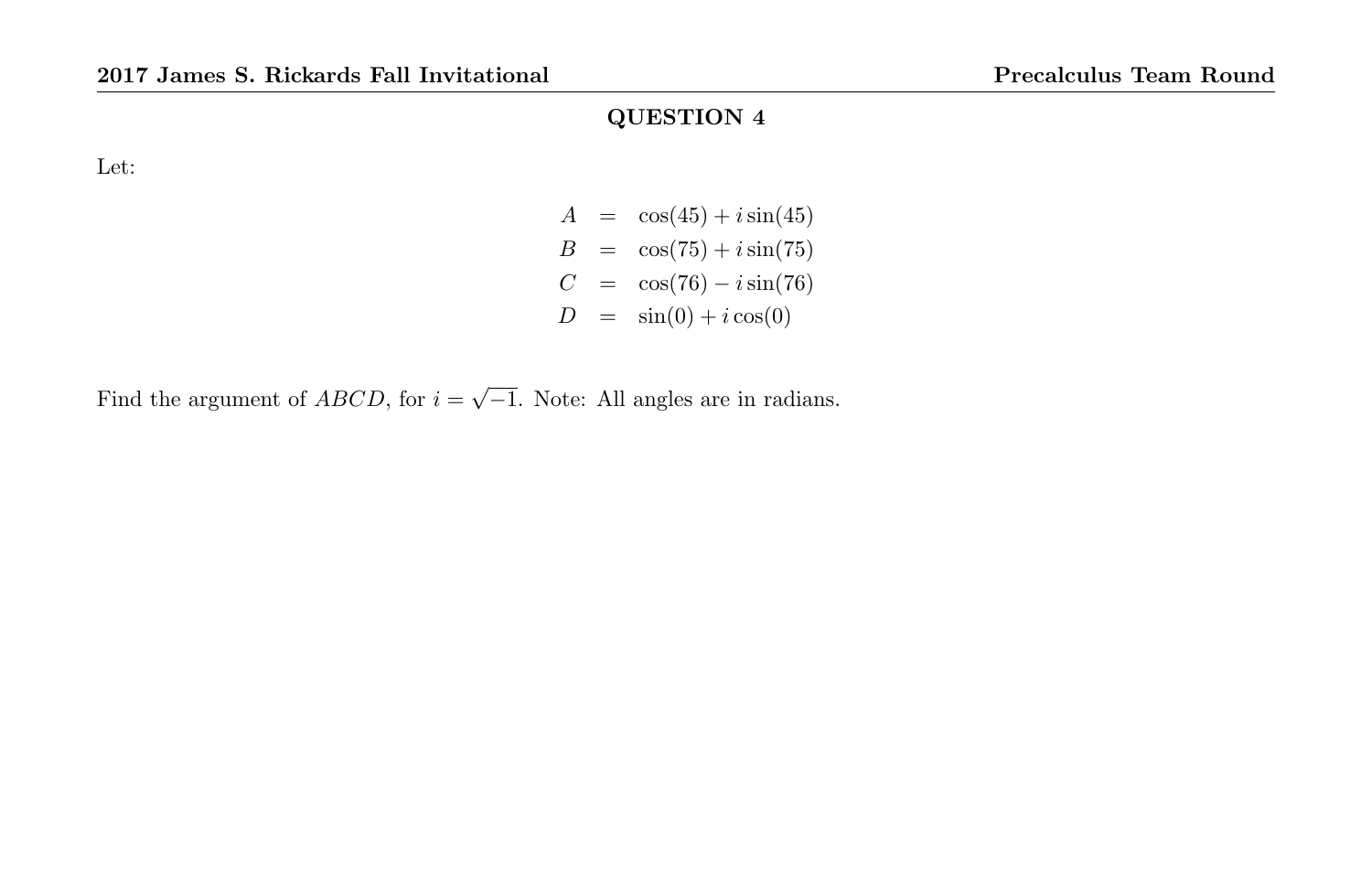## QUESTION 4

Let:

$$
\begin{aligned}
A &= \cos(45) + i\sin(45) \\
B &= \cos(75) + i\sin(75) \\
C &= \cos(76) - i\sin(76) \\
D &= \sin(0) + i\cos(0)
\end{aligned}
$$

Find the argument of $ABCD$, for $i = \sqrt{-1}$. Note: All angles are in radians.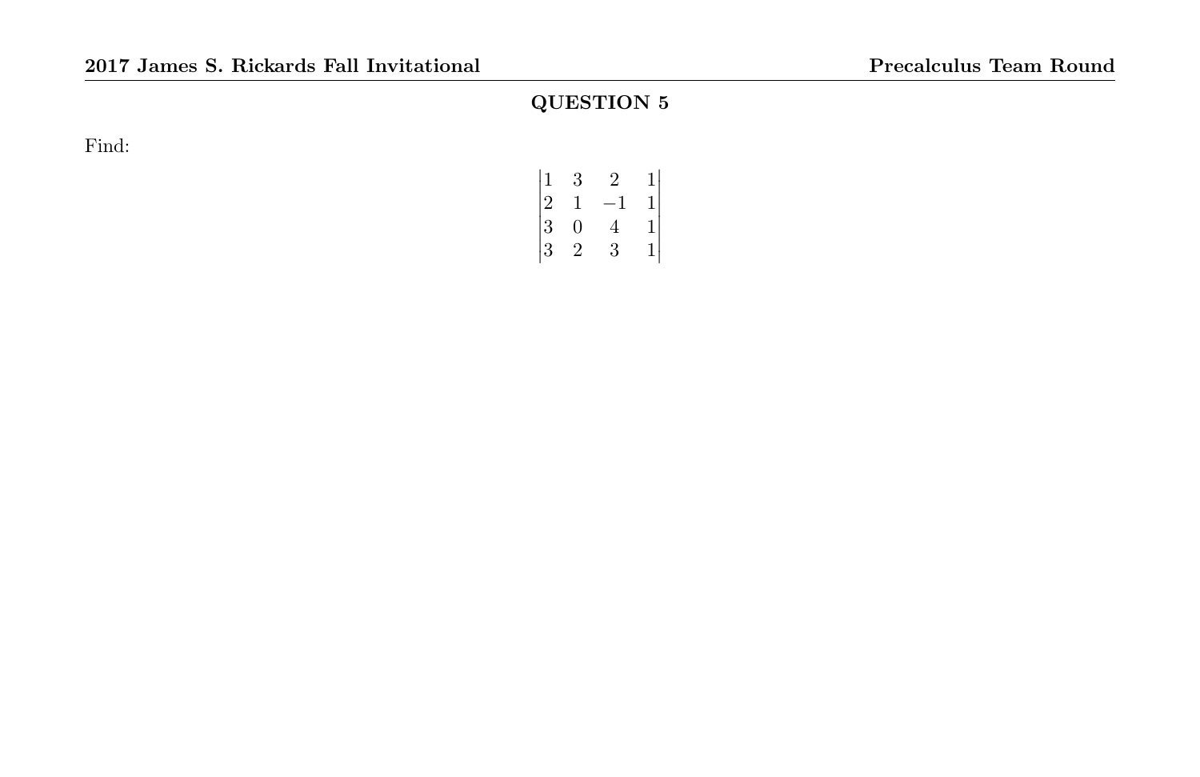## QUESTION 5

Find:

$$\begin{vmatrix} 1 & 3 & 2 & 1 \\ 2 & 1 & -1 & 1 \\ 3 & 0 & 4 & 1 \\ 3 & 2 & 3 & 1 \end{vmatrix}$$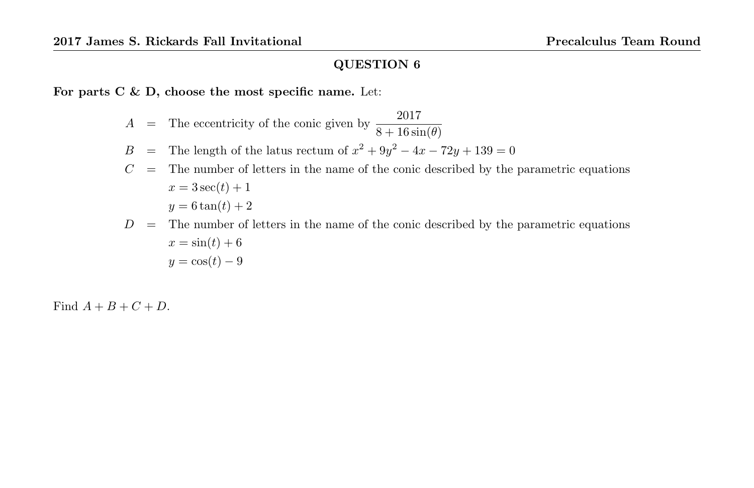## QUESTION 6

**For parts C & D, choose the most specific name.** Let:

$A$ = The eccentricity of the conic given by $\dfrac{2017}{8+16\sin(\theta)}$

$B$ = The length of the latus rectum of $x^2 + 9y^2 - 4x - 72y + 139 = 0$

$C$ = The number of letters in the name of the conic described by the parametric equations

$$x = 3\sec(t) + 1$$

$$y = 6\tan(t) + 2$$

$D$ = The number of letters in the name of the conic described by the parametric equations

$$x = \sin(t) + 6$$

$$y = \cos(t) - 9$$

Find $A + B + C + D$.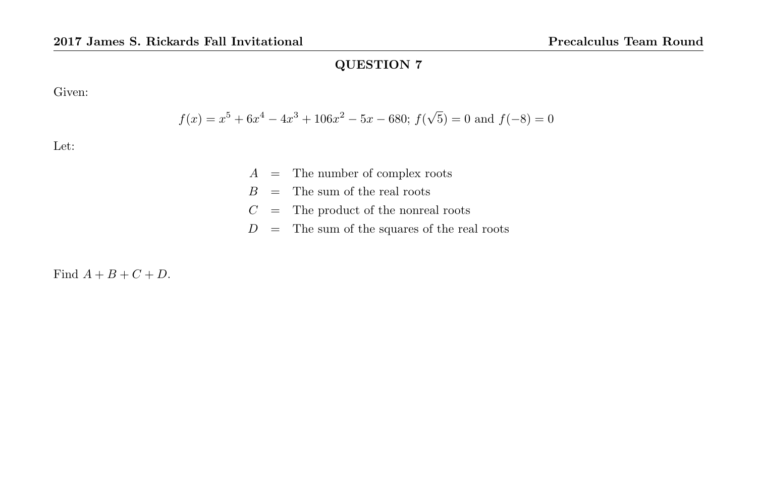## QUESTION 7

Given:

$$f(x) = x^5 + 6x^4 - 4x^3 + 106x^2 - 5x - 680;\ f(\sqrt{5}) = 0 \text{ and } f(-8) = 0$$

Let:

$$\begin{aligned}
A &= \text{The number of complex roots} \\
B &= \text{The sum of the real roots} \\
C &= \text{The product of the nonreal roots} \\
D &= \text{The sum of the squares of the real roots}
\end{aligned}$$

Find $A + B + C + D$.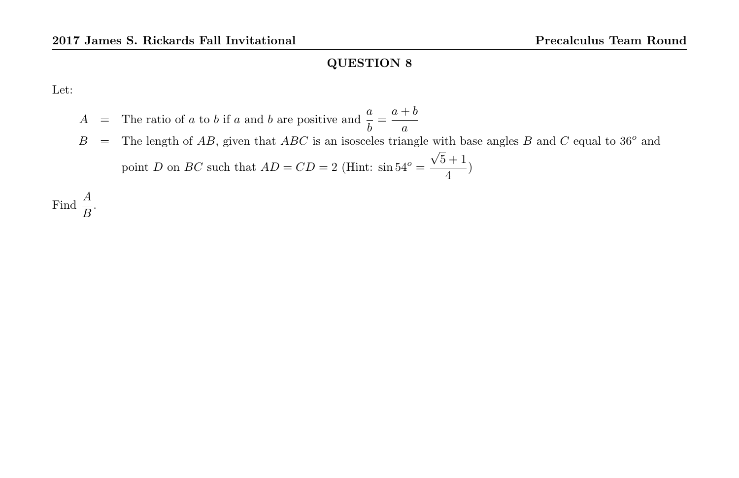## QUESTION 8

Let:

$A$ = The ratio of $a$ to $b$ if $a$ and $b$ are positive and $\dfrac{a}{b} = \dfrac{a+b}{a}$

$B$ = The length of $AB$, given that $ABC$ is an isosceles triangle with base angles $B$ and $C$ equal to $36^o$ and point $D$ on $BC$ such that $AD = CD = 2$ (Hint: $\sin 54^o = \dfrac{\sqrt{5}+1}{4}$)

Find $\dfrac{A}{B}$.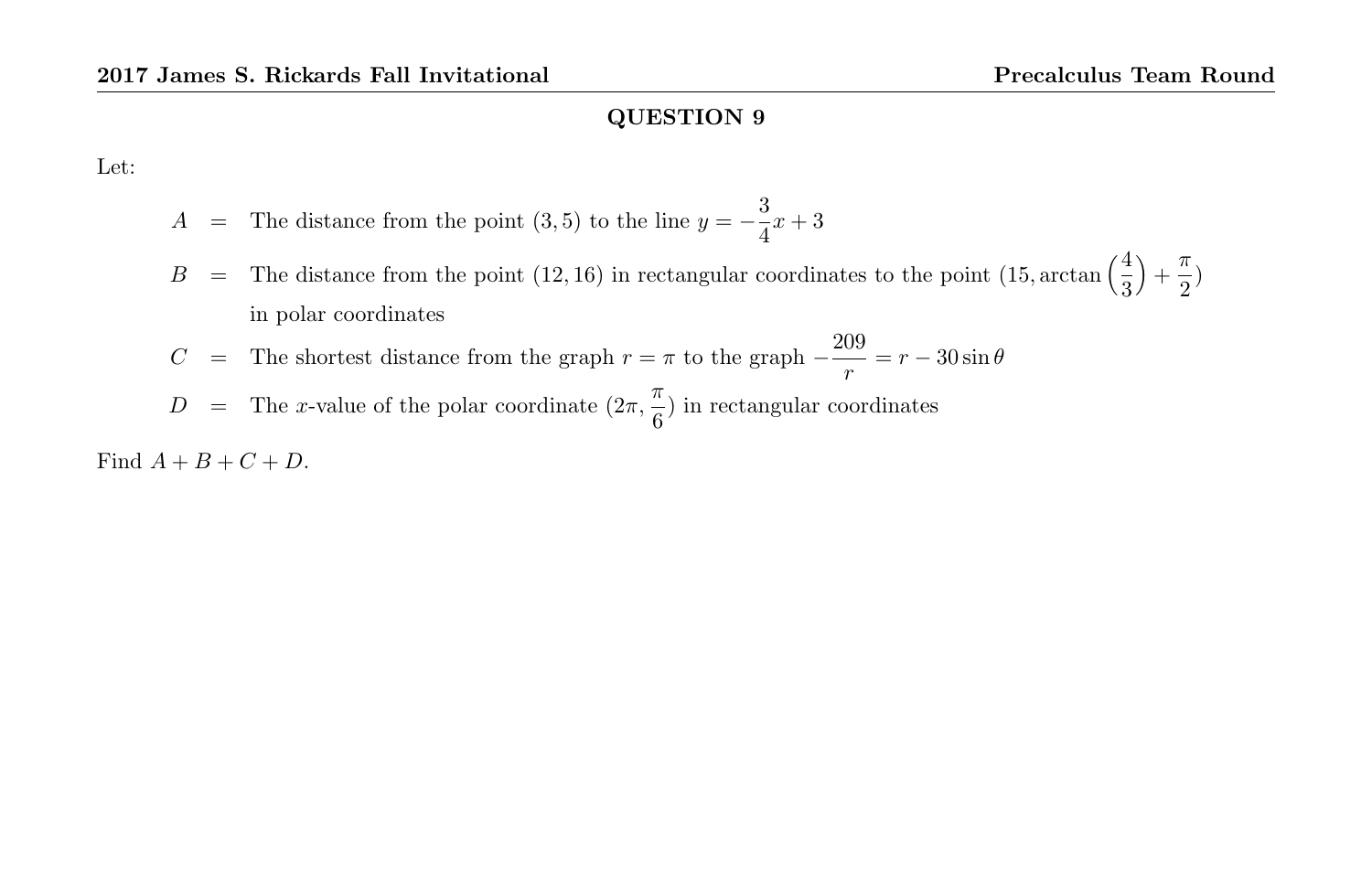## QUESTION 9

Let:

$A$ = The distance from the point $(3, 5)$ to the line $y = -\frac{3}{4}x + 3$

$B$ = The distance from the point $(12, 16)$ in rectangular coordinates to the point $(15, \arctan\left(\frac{4}{3}\right) + \frac{\pi}{2})$ in polar coordinates

$C$ = The shortest distance from the graph $r = \pi$ to the graph $-\frac{209}{r} = r - 30\sin\theta$

$D$ = The $x$-value of the polar coordinate $(2\pi, \frac{\pi}{6})$ in rectangular coordinates

Find $A + B + C + D$.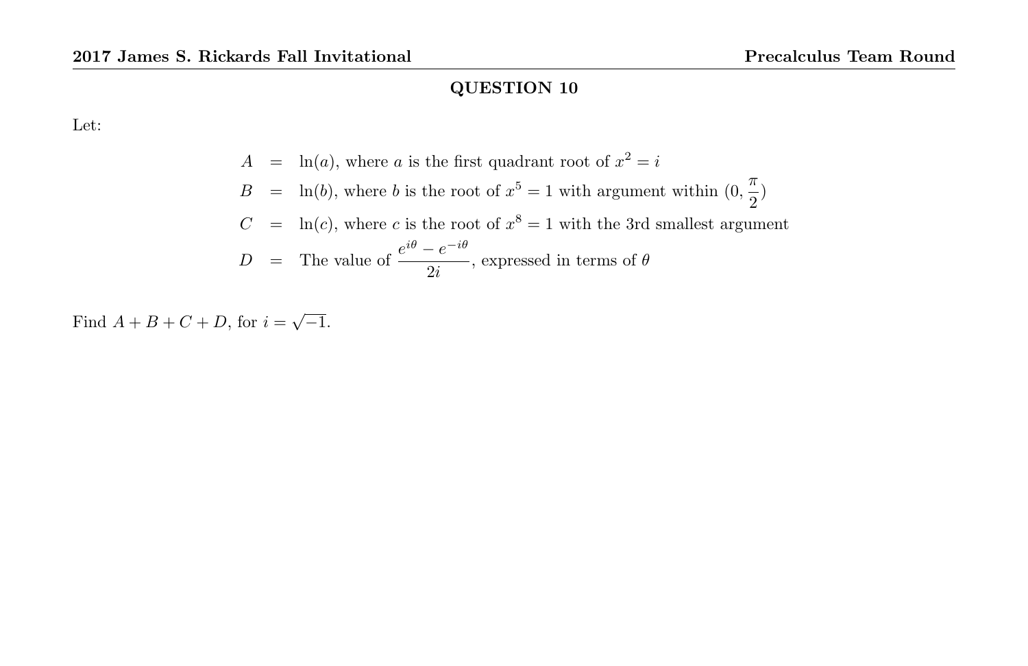## QUESTION 10

Let:

$$
\begin{aligned}
A &= \ln(a), \text{ where } a \text{ is the first quadrant root of } x^2 = i \\
B &= \ln(b), \text{ where } b \text{ is the root of } x^5 = 1 \text{ with argument within } (0, \frac{\pi}{2}) \\
C &= \ln(c), \text{ where } c \text{ is the root of } x^8 = 1 \text{ with the 3rd smallest argument} \\
D &= \text{The value of } \frac{e^{i\theta} - e^{-i\theta}}{2i}, \text{ expressed in terms of } \theta
\end{aligned}
$$

Find $A + B + C + D$, for $i = \sqrt{-1}$.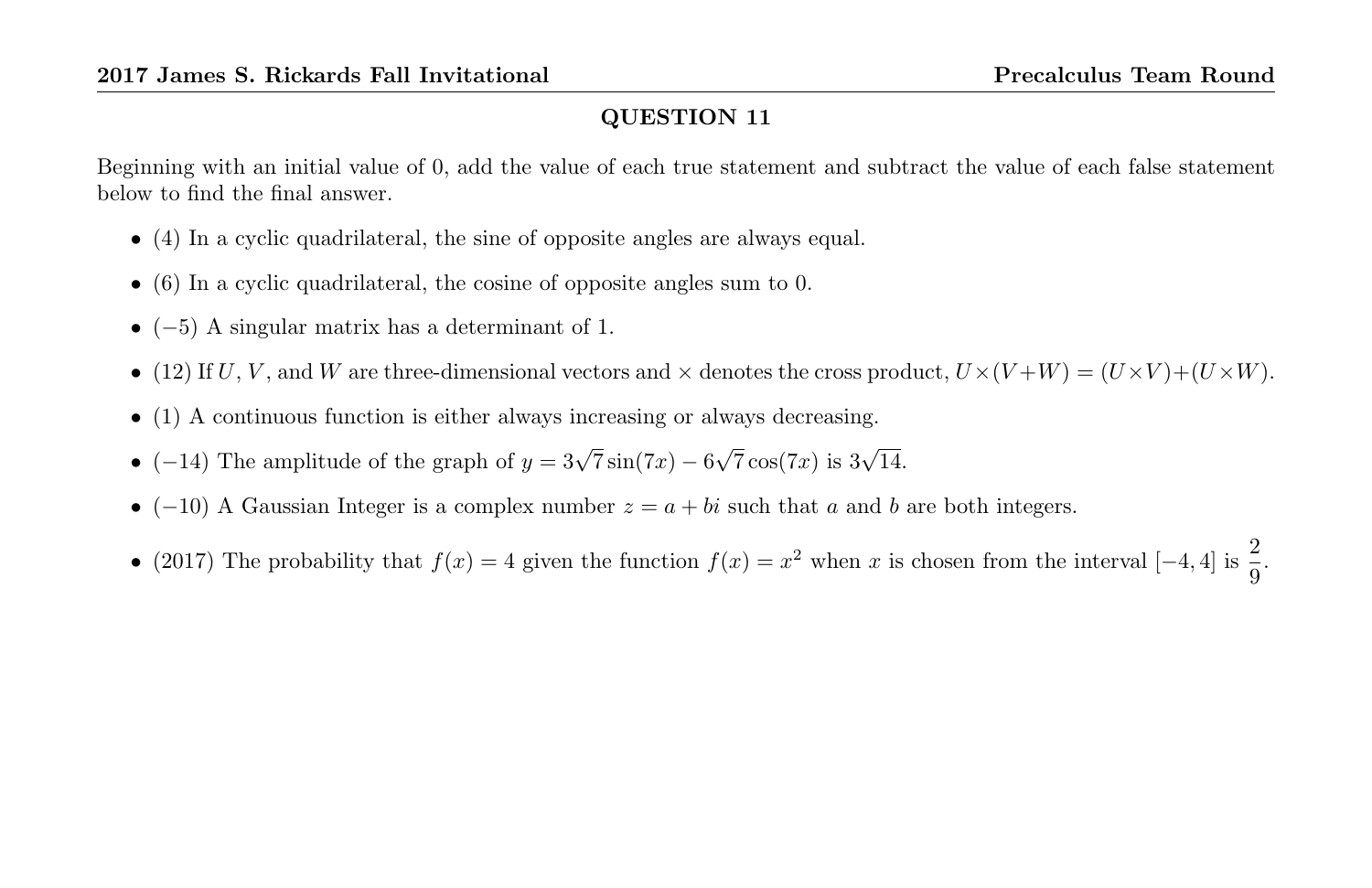## QUESTION 11

Beginning with an initial value of 0, add the value of each true statement and subtract the value of each false statement below to find the final answer.

- (4) In a cyclic quadrilateral, the sine of opposite angles are always equal.
- (6) In a cyclic quadrilateral, the cosine of opposite angles sum to 0.
- ($-5$) A singular matrix has a determinant of 1.
- (12) If $U$, $V$, and $W$ are three-dimensional vectors and $\times$ denotes the cross product, $U \times (V + W) = (U \times V) + (U \times W)$.
- (1) A continuous function is either always increasing or always decreasing.
- ($-14$) The amplitude of the graph of $y = 3\sqrt{7}\sin(7x) - 6\sqrt{7}\cos(7x)$ is $3\sqrt{14}$.
- ($-10$) A Gaussian Integer is a complex number $z = a + bi$ such that $a$ and $b$ are both integers.
- (2017) The probability that $f(x) = 4$ given the function $f(x) = x^2$ when $x$ is chosen from the interval $[-4, 4]$ is $\dfrac{2}{9}$.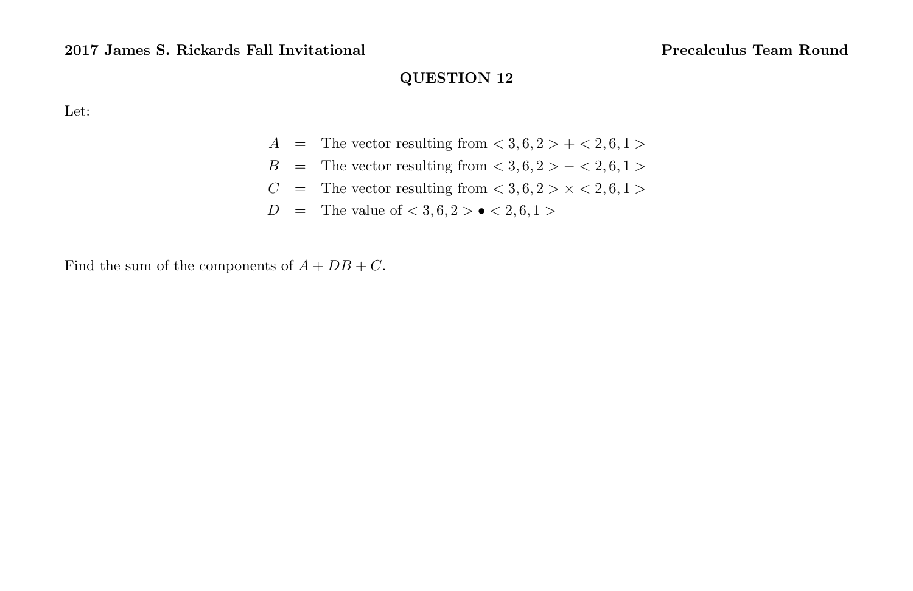## QUESTION 12

Let:

$$
\begin{aligned}
A &= \text{The vector resulting from } <3,6,2> + <2,6,1> \\
B &= \text{The vector resulting from } <3,6,2> - <2,6,1> \\
C &= \text{The vector resulting from } <3,6,2> \times <2,6,1> \\
D &= \text{The value of } <3,6,2> \bullet <2,6,1>
\end{aligned}
$$

Find the sum of the components of $A + DB + C$.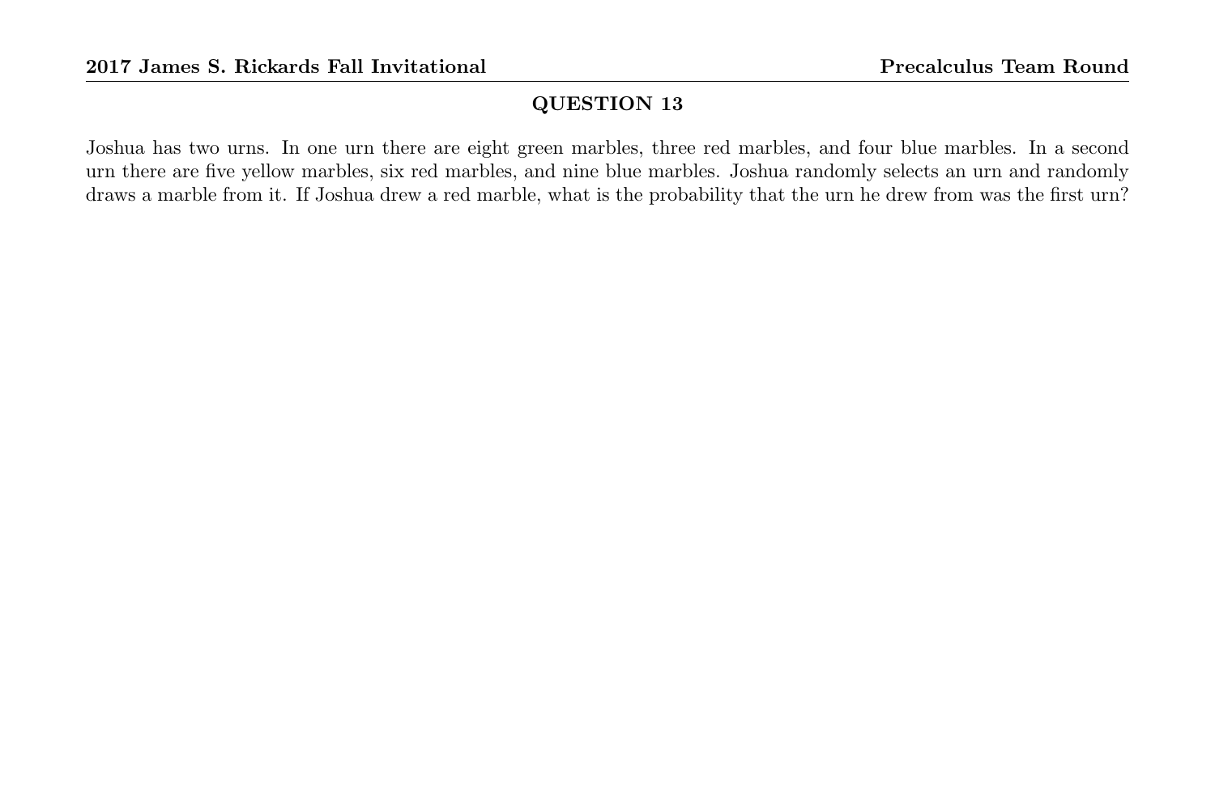## QUESTION 13

Joshua has two urns. In one urn there are eight green marbles, three red marbles, and four blue marbles. In a second urn there are five yellow marbles, six red marbles, and nine blue marbles. Joshua randomly selects an urn and randomly draws a marble from it. If Joshua drew a red marble, what is the probability that the urn he drew from was the first urn?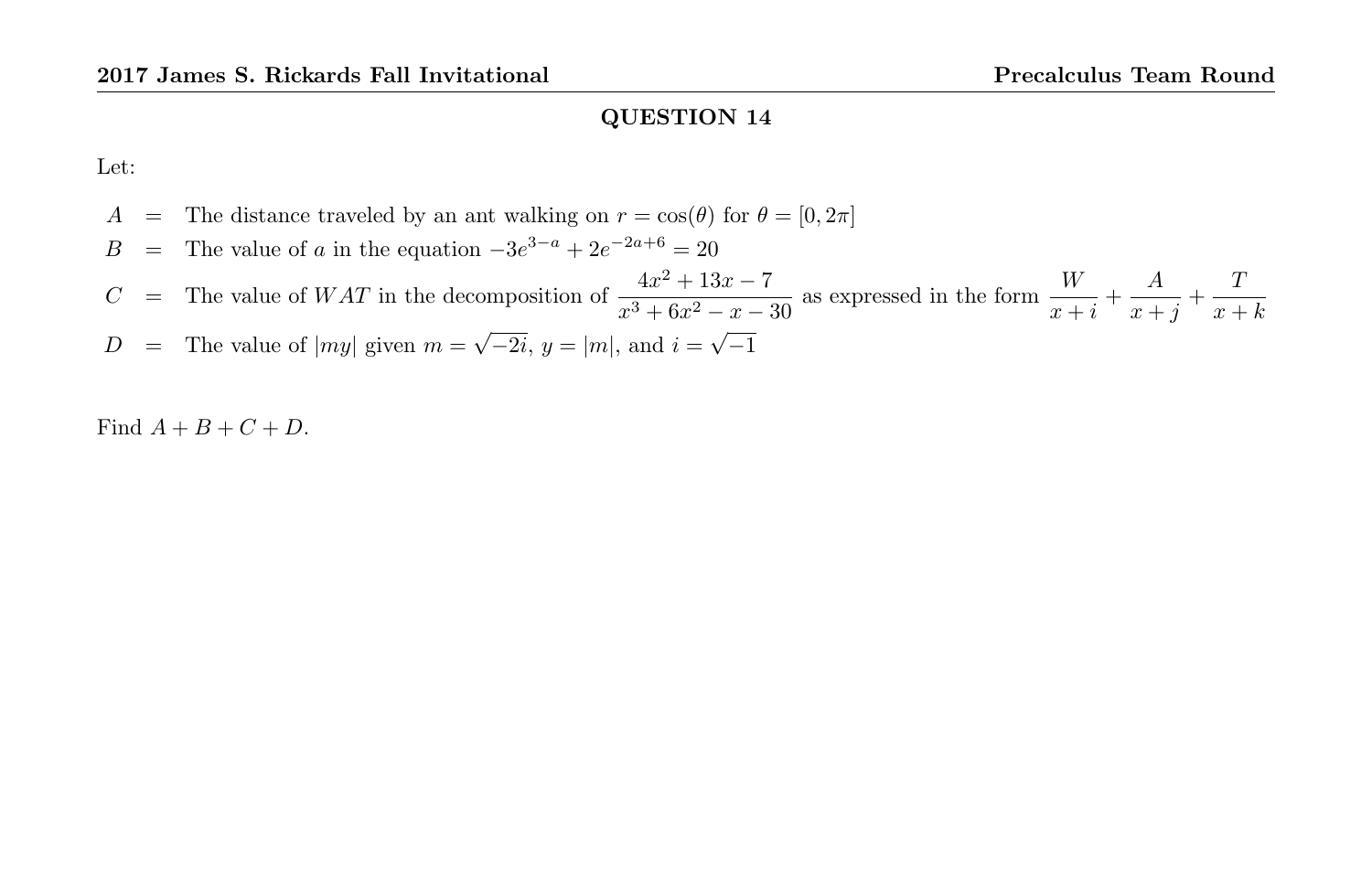## QUESTION 14

Let:

$A$ = The distance traveled by an ant walking on $r = \cos(\theta)$ for $\theta = [0, 2\pi]$

$B$ = The value of $a$ in the equation $-3e^{3-a} + 2e^{-2a+6} = 20$

$C$ = The value of $WAT$ in the decomposition of $\dfrac{4x^2 + 13x - 7}{x^3 + 6x^2 - x - 30}$ as expressed in the form $\dfrac{W}{x+i} + \dfrac{A}{x+j} + \dfrac{T}{x+k}$

$D$ = The value of $|my|$ given $m = \sqrt{-2i}$, $y = |m|$, and $i = \sqrt{-1}$

Find $A + B + C + D$.